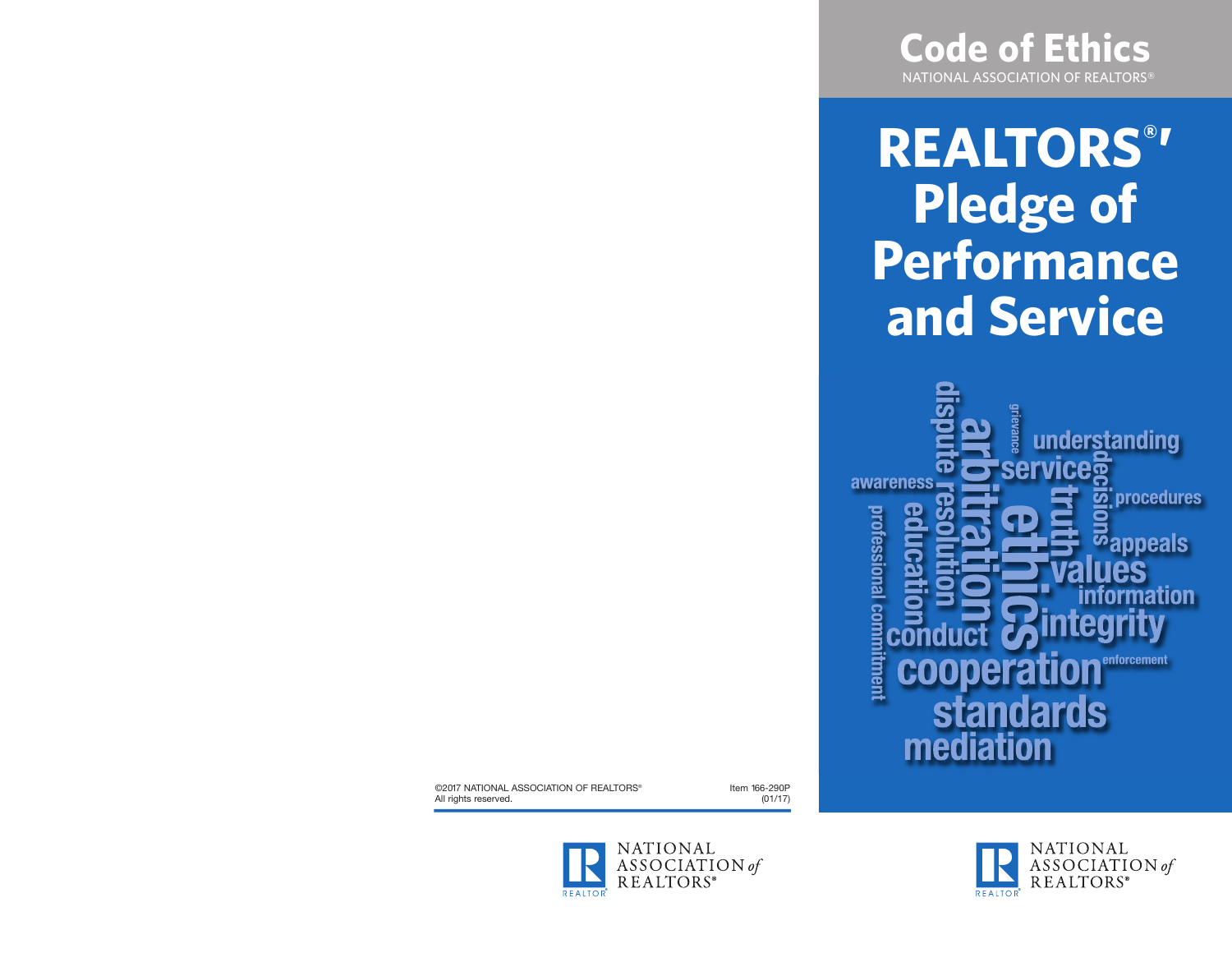©2017 NATIONAL ASSOCIATION OF REALTORS®
All rights reserved.

Item 166-290P
(01/17)

NATIONAL ASSOCIATION of REALTORS®

# Code of Ethics

NATIONAL ASSOCIATION OF REALTORS®

# REALTORS®' Pledge of Performance and Service

dispute resolution arbitration grievance understanding service awareness decisions procedures professional commitment education truth ethics appeals values information conduct integrity cooperation enforcement standards mediation

NATIONAL ASSOCIATION of REALTORS®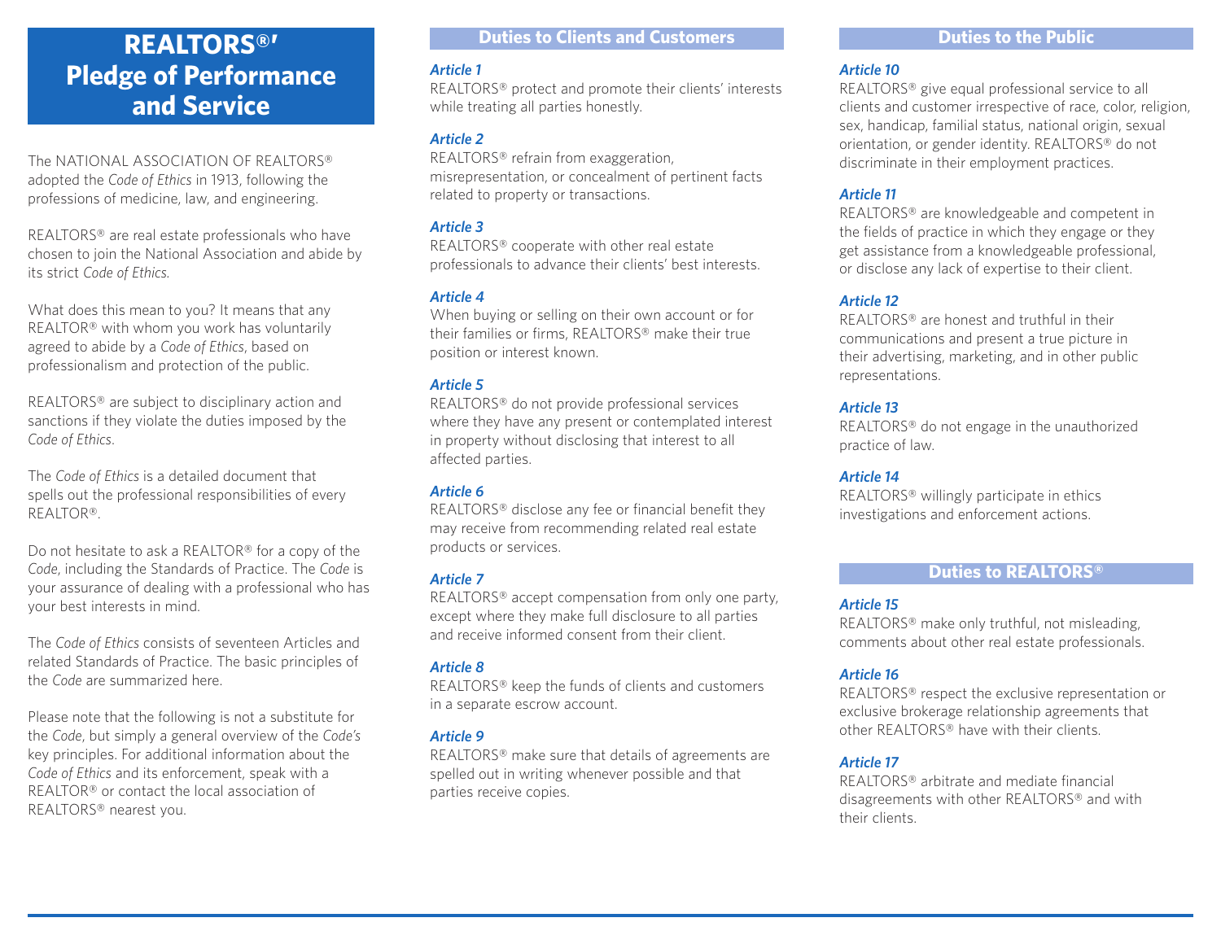# REALTORS®' Pledge of Performance and Service

The NATIONAL ASSOCIATION OF REALTORS® adopted the *Code of Ethics* in 1913, following the professions of medicine, law, and engineering.

REALTORS® are real estate professionals who have chosen to join the National Association and abide by its strict *Code of Ethics.*

What does this mean to you? It means that any REALTOR® with whom you work has voluntarily agreed to abide by a *Code of Ethics*, based on professionalism and protection of the public.

REALTORS® are subject to disciplinary action and sanctions if they violate the duties imposed by the *Code of Ethics*.

The *Code of Ethics* is a detailed document that spells out the professional responsibilities of every REALTOR®.

Do not hesitate to ask a REALTOR® for a copy of the *Code*, including the Standards of Practice. The *Code* is your assurance of dealing with a professional who has your best interests in mind.

The *Code of Ethics* consists of seventeen Articles and related Standards of Practice. The basic principles of the *Code* are summarized here.

Please note that the following is not a substitute for the *Code*, but simply a general overview of the *Code's* key principles. For additional information about the *Code of Ethics* and its enforcement, speak with a REALTOR® or contact the local association of REALTORS® nearest you.

## Duties to Clients and Customers

***Article 1***
REALTORS® protect and promote their clients' interests while treating all parties honestly.

***Article 2***
REALTORS® refrain from exaggeration, misrepresentation, or concealment of pertinent facts related to property or transactions.

***Article 3***
REALTORS® cooperate with other real estate professionals to advance their clients' best interests.

***Article 4***
When buying or selling on their own account or for their families or firms, REALTORS® make their true position or interest known.

***Article 5***
REALTORS® do not provide professional services where they have any present or contemplated interest in property without disclosing that interest to all affected parties.

***Article 6***
REALTORS® disclose any fee or financial benefit they may receive from recommending related real estate products or services.

***Article 7***
REALTORS® accept compensation from only one party, except where they make full disclosure to all parties and receive informed consent from their client.

***Article 8***
REALTORS® keep the funds of clients and customers in a separate escrow account.

***Article 9***
REALTORS® make sure that details of agreements are spelled out in writing whenever possible and that parties receive copies.

## Duties to the Public

***Article 10***
REALTORS® give equal professional service to all clients and customer irrespective of race, color, religion, sex, handicap, familial status, national origin, sexual orientation, or gender identity. REALTORS® do not discriminate in their employment practices.

***Article 11***
REALTORS® are knowledgeable and competent in the fields of practice in which they engage or they get assistance from a knowledgeable professional, or disclose any lack of expertise to their client.

***Article 12***
REALTORS® are honest and truthful in their communications and present a true picture in their advertising, marketing, and in other public representations.

***Article 13***
REALTORS® do not engage in the unauthorized practice of law.

***Article 14***
REALTORS® willingly participate in ethics investigations and enforcement actions.

## Duties to REALTORS®

***Article 15***
REALTORS® make only truthful, not misleading, comments about other real estate professionals.

***Article 16***
REALTORS® respect the exclusive representation or exclusive brokerage relationship agreements that other REALTORS® have with their clients.

***Article 17***
REALTORS® arbitrate and mediate financial disagreements with other REALTORS® and with their clients.